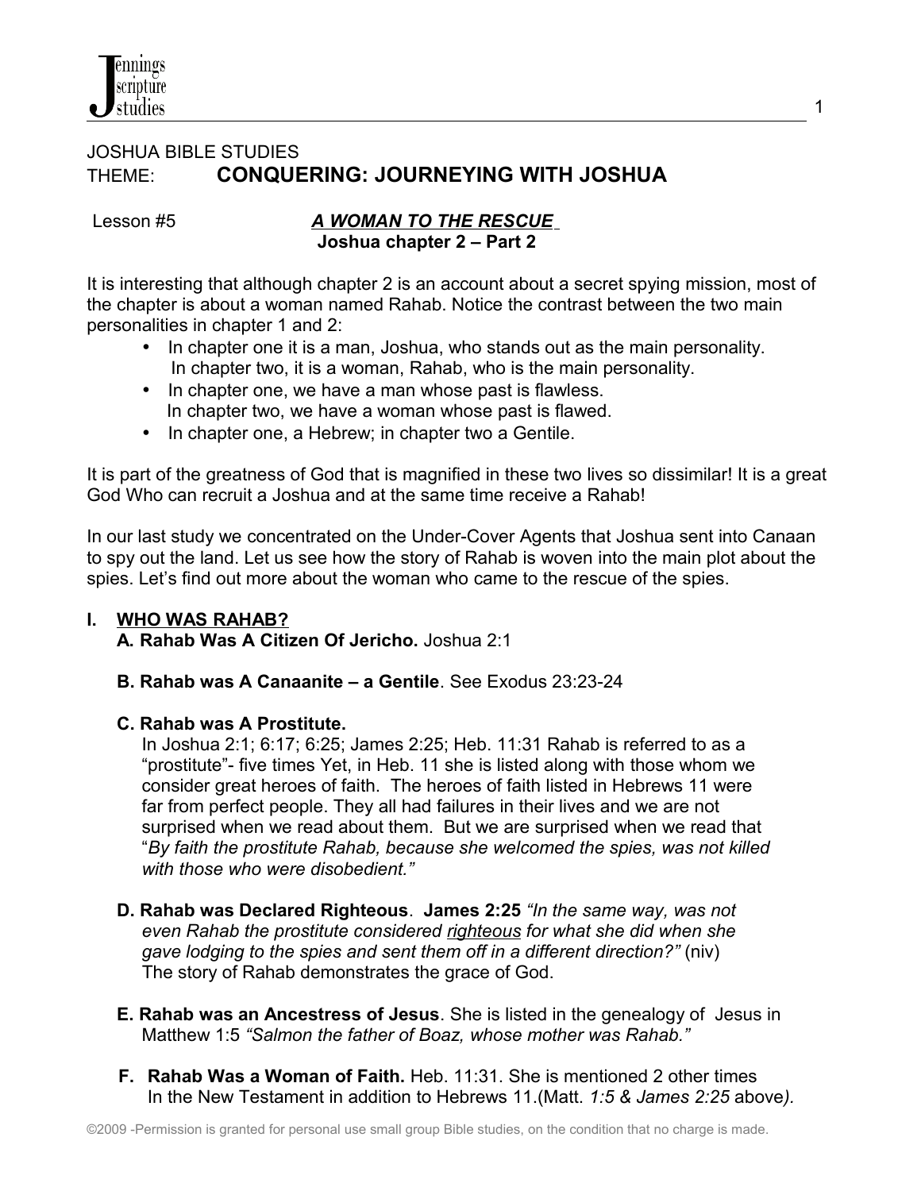JOSHUA BIBLE STUDIES

THEME: **CONQUERING: JOURNEYING WITH JOSHUA**

Lesson #5 ***A WOMAN TO THE RESCUE***
**Joshua chapter 2 – Part 2**

It is interesting that although chapter 2 is an account about a secret spying mission, most of the chapter is about a woman named Rahab. Notice the contrast between the two main personalities in chapter 1 and 2:

- In chapter one it is a man, Joshua, who stands out as the main personality. In chapter two, it is a woman, Rahab, who is the main personality.
- In chapter one, we have a man whose past is flawless. In chapter two, we have a woman whose past is flawed.
- In chapter one, a Hebrew; in chapter two a Gentile.

It is part of the greatness of God that is magnified in these two lives so dissimilar! It is a great God Who can recruit a Joshua and at the same time receive a Rahab!

In our last study we concentrated on the Under-Cover Agents that Joshua sent into Canaan to spy out the land. Let us see how the story of Rahab is woven into the main plot about the spies. Let's find out more about the woman who came to the rescue of the spies.

**I. WHO WAS RAHAB?**

**A. Rahab Was A Citizen Of Jericho.** Joshua 2:1

**B. Rahab was A Canaanite – a Gentile**. See Exodus 23:23-24

**C. Rahab was A Prostitute.**
In Joshua 2:1; 6:17; 6:25; James 2:25; Heb. 11:31 Rahab is referred to as a "prostitute"- five times Yet, in Heb. 11 she is listed along with those whom we consider great heroes of faith. The heroes of faith listed in Hebrews 11 were far from perfect people. They all had failures in their lives and we are not surprised when we read about them. But we are surprised when we read that "*By faith the prostitute Rahab, because she welcomed the spies, was not killed with those who were disobedient."*

**D. Rahab was Declared Righteous**. **James 2:25** *"In the same way, was not even Rahab the prostitute considered righteous for what she did when she gave lodging to the spies and sent them off in a different direction?"* (niv)
The story of Rahab demonstrates the grace of God.

**E. Rahab was an Ancestress of Jesus**. She is listed in the genealogy of Jesus in Matthew 1:5 *"Salmon the father of Boaz, whose mother was Rahab."*

**F. Rahab Was a Woman of Faith.** Heb. 11:31. She is mentioned 2 other times In the New Testament in addition to Hebrews 11.(Matt. *1:5 & James 2:25* above*).*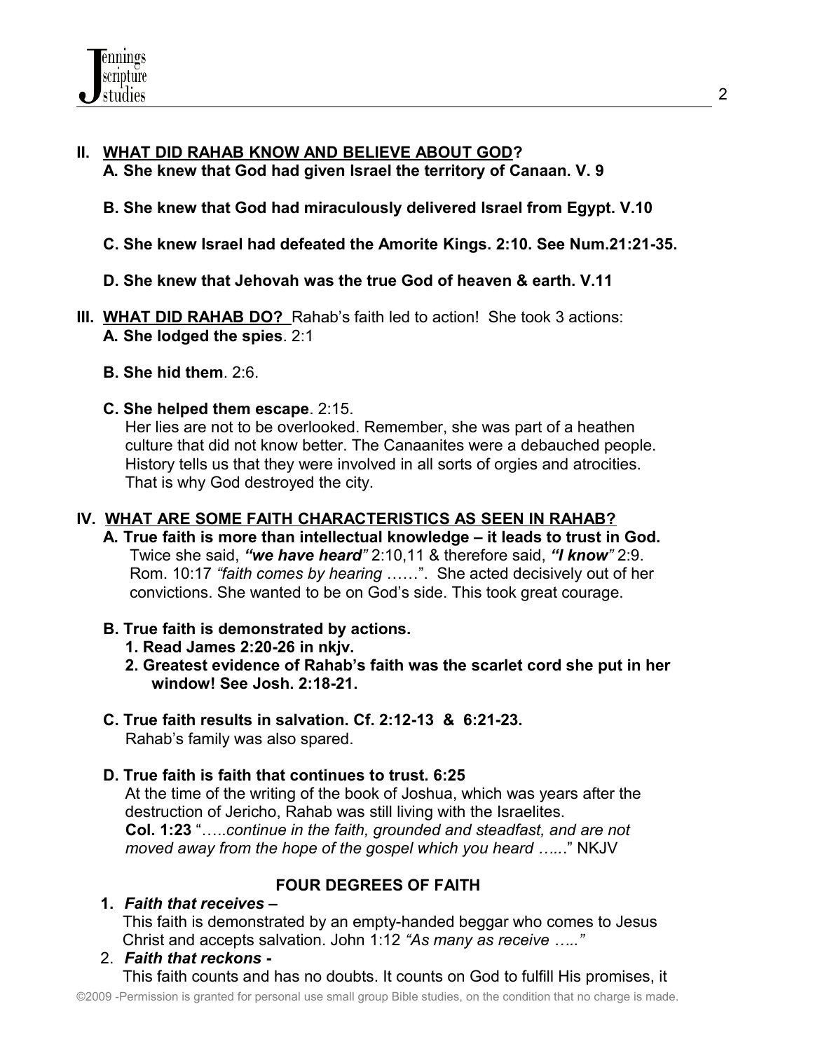## II. <u>WHAT DID RAHAB KNOW AND BELIEVE ABOUT GOD</u>?

**A. She knew that God had given Israel the territory of Canaan. V. 9**

**B. She knew that God had miraculously delivered Israel from Egypt. V.10**

**C. She knew Israel had defeated the Amorite Kings. 2:10. See Num.21:21-35.**

**D. She knew that Jehovah was the true God of heaven & earth. V.11**

## III. <u>WHAT DID RAHAB DO?</u> Rahab's faith led to action! She took 3 actions:

**A. She lodged the spies**. 2:1

**B. She hid them**. 2:6.

**C. She helped them escape**. 2:15.
Her lies are not to be overlooked. Remember, she was part of a heathen culture that did not know better. The Canaanites were a debauched people. History tells us that they were involved in all sorts of orgies and atrocities. That is why God destroyed the city.

## IV. <u>WHAT ARE SOME FAITH CHARACTERISTICS AS SEEN IN RAHAB?</u>

**A. True faith is more than intellectual knowledge – it leads to trust in God.**
Twice she said, ***"we have heard"*** 2:10,11 & therefore said, ***"I know"*** 2:9. Rom. 10:17 *"faith comes by hearing ……"*. She acted decisively out of her convictions. She wanted to be on God's side. This took great courage.

**B. True faith is demonstrated by actions.**

1. **Read James 2:20-26 in nkjv.**
2. **Greatest evidence of Rahab's faith was the scarlet cord she put in her window! See Josh. 2:18-21.**

**C. True faith results in salvation. Cf. 2:12-13 & 6:21-23.**
Rahab's family was also spared.

**D. True faith is faith that continues to trust. 6:25**
At the time of the writing of the book of Joshua, which was years after the destruction of Jericho, Rahab was still living with the Israelites.
**Col. 1:23** "…..*continue in the faith, grounded and steadfast, and are not moved away from the hope of the gospel which you heard …..*" NKJV

### FOUR DEGREES OF FAITH

1. ***Faith that receives –***
This faith is demonstrated by an empty-handed beggar who comes to Jesus Christ and accepts salvation. John 1:12 *"As many as receive ….."*
2. ***Faith that reckons -***
This faith counts and has no doubts. It counts on God to fulfill His promises, it

©2009 -Permission is granted for personal use small group Bible studies, on the condition that no charge is made.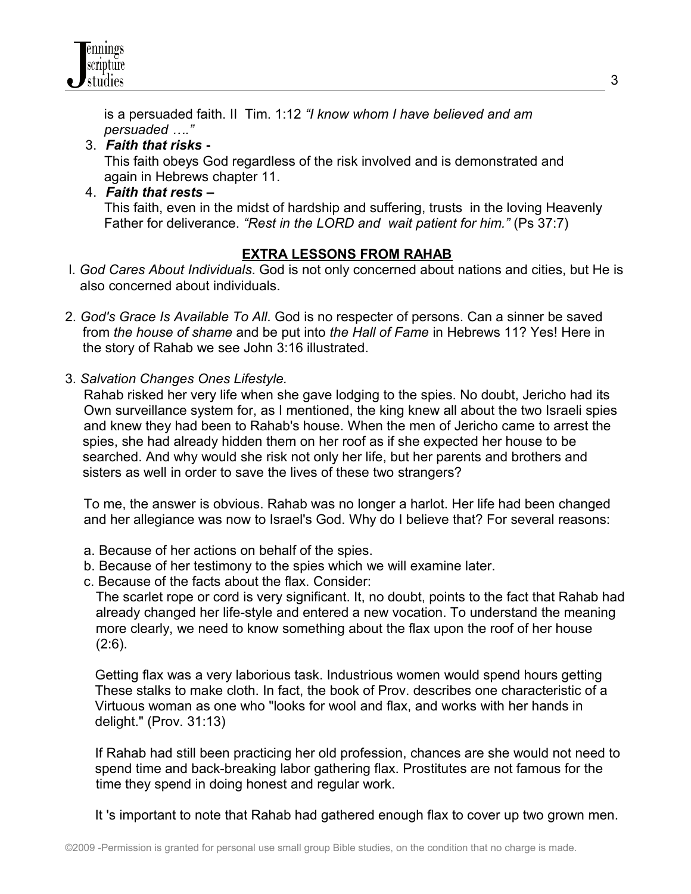is a persuaded faith. II Tim. 1:12 *"I know whom I have believed and am persuaded …."*

3. ***Faith that risks -***
   This faith obeys God regardless of the risk involved and is demonstrated and again in Hebrews chapter 11.
4. ***Faith that rests –***
   This faith, even in the midst of hardship and suffering, trusts in the loving Heavenly Father for deliverance. *"Rest in the LORD and wait patient for him."* (Ps 37:7)

## EXTRA LESSONS FROM RAHAB

I. *God Cares About Individuals*. God is not only concerned about nations and cities, but He is also concerned about individuals.

2. *God's Grace Is Available To All*. God is no respecter of persons. Can a sinner be saved from *the house of shame* and be put into *the Hall of Fame* in Hebrews 11? Yes! Here in the story of Rahab we see John 3:16 illustrated.

3. *Salvation Changes Ones Lifestyle.*
   Rahab risked her very life when she gave lodging to the spies. No doubt, Jericho had its Own surveillance system for, as I mentioned, the king knew all about the two Israeli spies and knew they had been to Rahab's house. When the men of Jericho came to arrest the spies, she had already hidden them on her roof as if she expected her house to be searched. And why would she risk not only her life, but her parents and brothers and sisters as well in order to save the lives of these two strangers?

   To me, the answer is obvious. Rahab was no longer a harlot. Her life had been changed and her allegiance was now to Israel's God. Why do I believe that? For several reasons:

   a. Because of her actions on behalf of the spies.
   b. Because of her testimony to the spies which we will examine later.
   c. Because of the facts about the flax. Consider:
   The scarlet rope or cord is very significant. It, no doubt, points to the fact that Rahab had already changed her life-style and entered a new vocation. To understand the meaning more clearly, we need to know something about the flax upon the roof of her house (2:6).

   Getting flax was a very laborious task. Industrious women would spend hours getting These stalks to make cloth. In fact, the book of Prov. describes one characteristic of a Virtuous woman as one who "looks for wool and flax, and works with her hands in delight." (Prov. 31:13)

   If Rahab had still been practicing her old profession, chances are she would not need to spend time and back-breaking labor gathering flax. Prostitutes are not famous for the time they spend in doing honest and regular work.

   It 's important to note that Rahab had gathered enough flax to cover up two grown men.

©2009 -Permission is granted for personal use small group Bible studies, on the condition that no charge is made.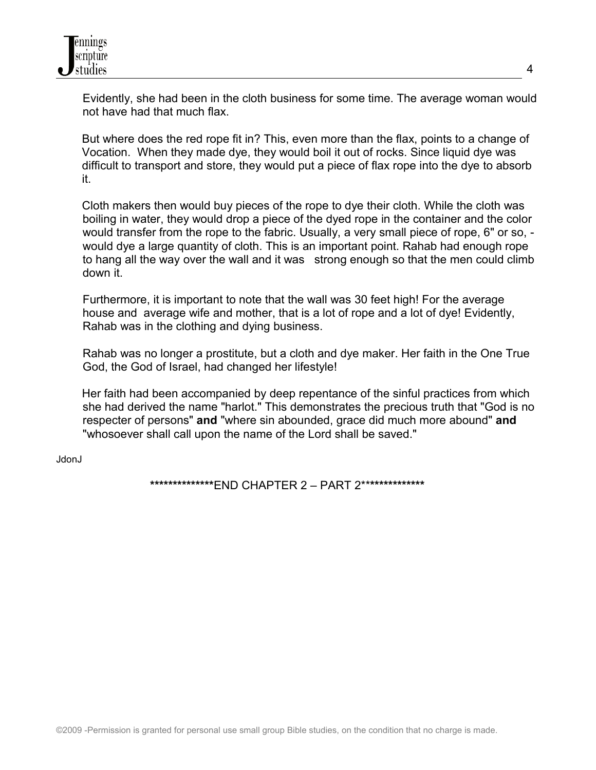Evidently, she had been in the cloth business for some time. The average woman would not have had that much flax.

But where does the red rope fit in? This, even more than the flax, points to a change of Vocation. When they made dye, they would boil it out of rocks. Since liquid dye was difficult to transport and store, they would put a piece of flax rope into the dye to absorb it.

Cloth makers then would buy pieces of the rope to dye their cloth. While the cloth was boiling in water, they would drop a piece of the dyed rope in the container and the color would transfer from the rope to the fabric. Usually, a very small piece of rope, 6" or so, - would dye a large quantity of cloth. This is an important point. Rahab had enough rope to hang all the way over the wall and it was strong enough so that the men could climb down it.

Furthermore, it is important to note that the wall was 30 feet high! For the average house and average wife and mother, that is a lot of rope and a lot of dye! Evidently, Rahab was in the clothing and dying business.

Rahab was no longer a prostitute, but a cloth and dye maker. Her faith in the One True God, the God of Israel, had changed her lifestyle!

Her faith had been accompanied by deep repentance of the sinful practices from which she had derived the name "harlot." This demonstrates the precious truth that "God is no respecter of persons" **and** "where sin abounded, grace did much more abound" **and** "whosoever shall call upon the name of the Lord shall be saved."

JdonJ

**************END CHAPTER 2 – PART 2**************

©2009 -Permission is granted for personal use small group Bible studies, on the condition that no charge is made.